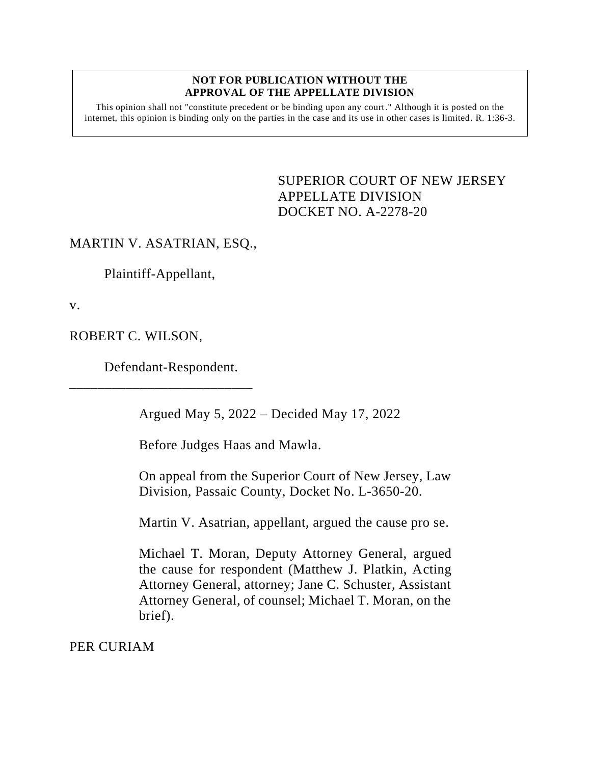**NOT FOR PUBLICATION WITHOUT THE APPROVAL OF THE APPELLATE DIVISION**

This opinion shall not "constitute precedent or be binding upon any court." Although it is posted on the internet, this opinion is binding only on the parties in the case and its use in other cases is limited. R. 1:36-3.

SUPERIOR COURT OF NEW JERSEY
APPELLATE DIVISION
DOCKET NO. A-2278-20

MARTIN V. ASATRIAN, ESQ.,

Plaintiff-Appellant,

v.

ROBERT C. WILSON,

Defendant-Respondent.

---

Argued May 5, 2022 – Decided May 17, 2022

Before Judges Haas and Mawla.

On appeal from the Superior Court of New Jersey, Law Division, Passaic County, Docket No. L-3650-20.

Martin V. Asatrian, appellant, argued the cause pro se.

Michael T. Moran, Deputy Attorney General, argued the cause for respondent (Matthew J. Platkin, Acting Attorney General, attorney; Jane C. Schuster, Assistant Attorney General, of counsel; Michael T. Moran, on the brief).

PER CURIAM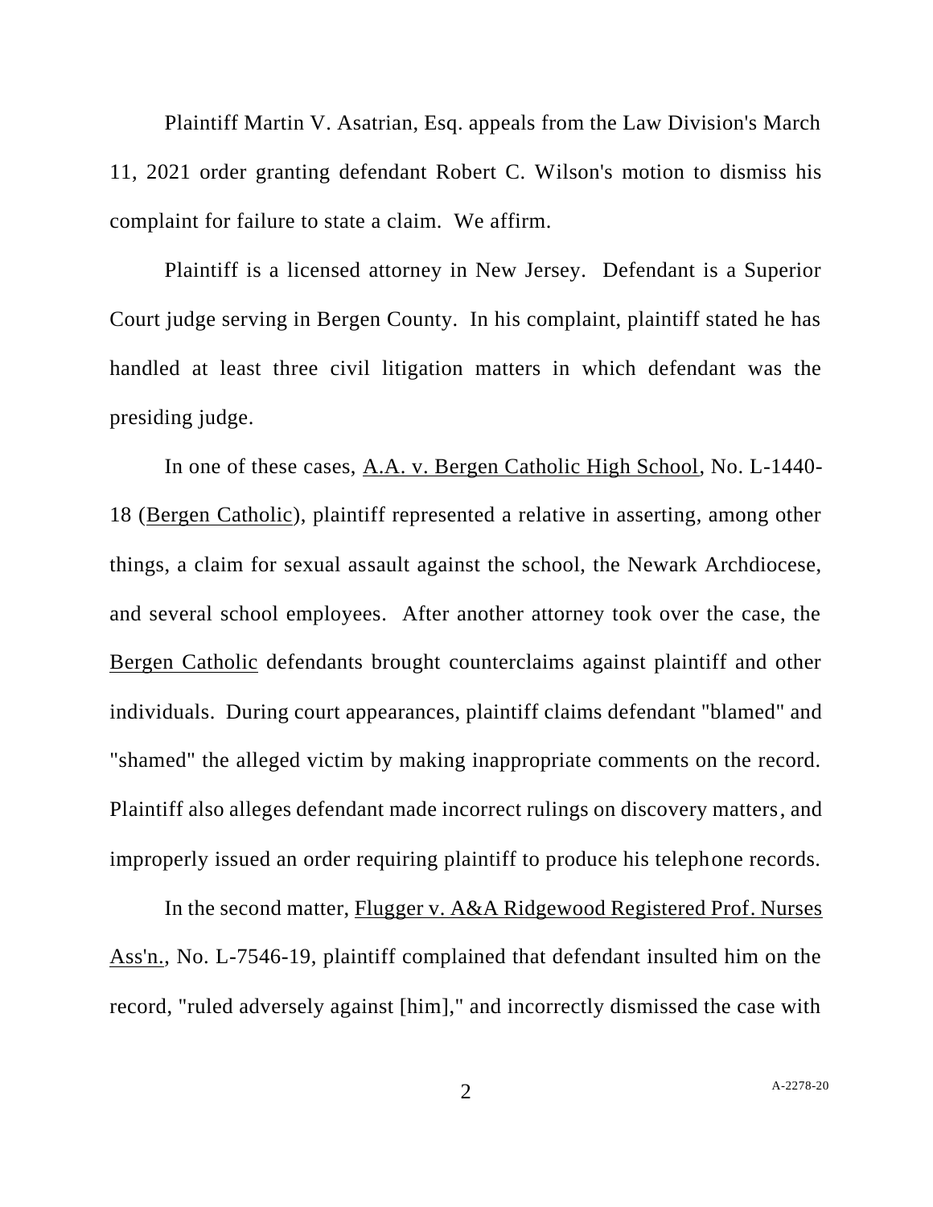Plaintiff Martin V. Asatrian, Esq. appeals from the Law Division's March 11, 2021 order granting defendant Robert C. Wilson's motion to dismiss his complaint for failure to state a claim. We affirm.

Plaintiff is a licensed attorney in New Jersey. Defendant is a Superior Court judge serving in Bergen County. In his complaint, plaintiff stated he has handled at least three civil litigation matters in which defendant was the presiding judge.

In one of these cases, A.A. v. Bergen Catholic High School, No. L-1440-18 (Bergen Catholic), plaintiff represented a relative in asserting, among other things, a claim for sexual assault against the school, the Newark Archdiocese, and several school employees. After another attorney took over the case, the Bergen Catholic defendants brought counterclaims against plaintiff and other individuals. During court appearances, plaintiff claims defendant "blamed" and "shamed" the alleged victim by making inappropriate comments on the record. Plaintiff also alleges defendant made incorrect rulings on discovery matters, and improperly issued an order requiring plaintiff to produce his telephone records.

In the second matter, Flugger v. A&A Ridgewood Registered Prof. Nurses Ass'n., No. L-7546-19, plaintiff complained that defendant insulted him on the record, "ruled adversely against [him]," and incorrectly dismissed the case with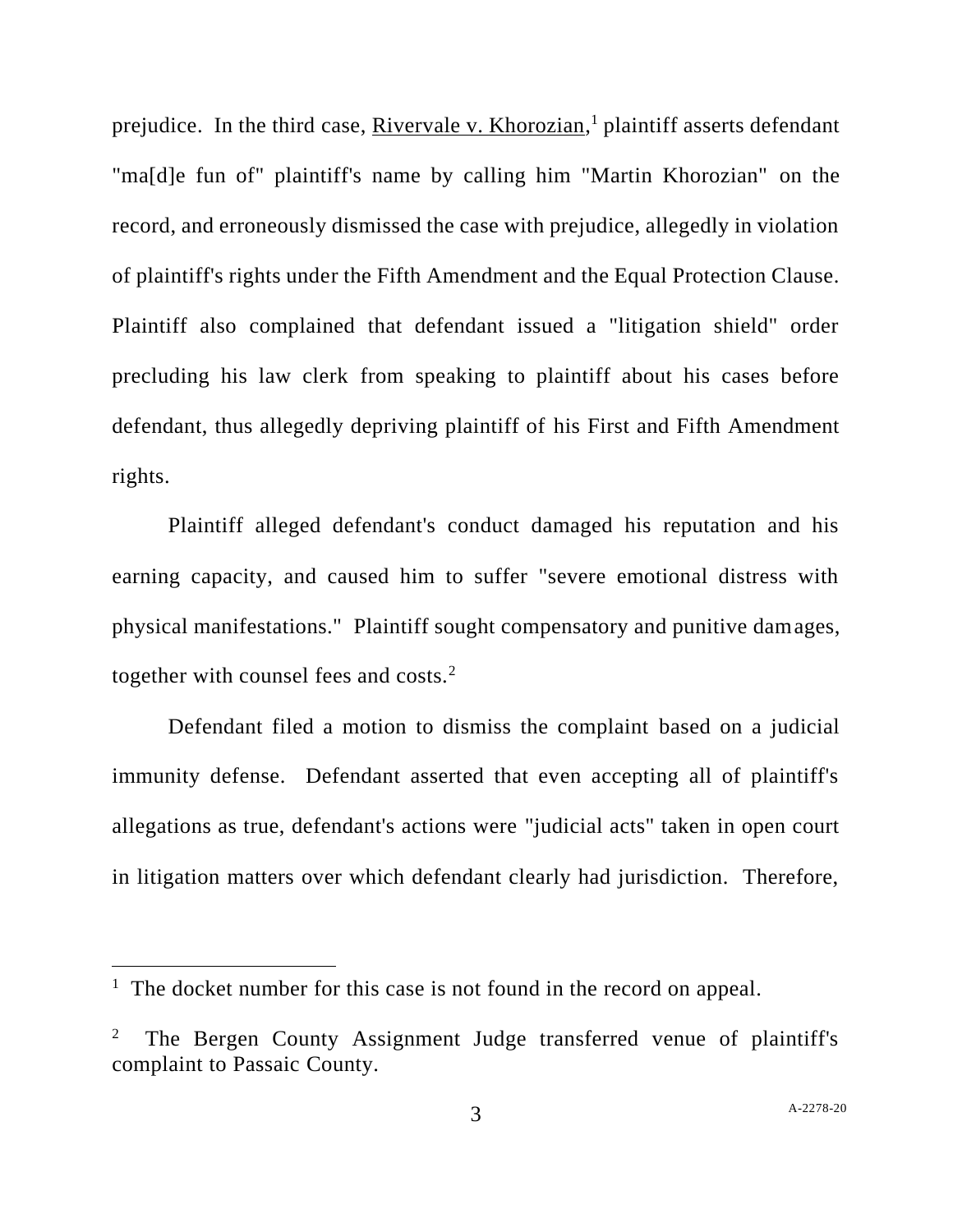prejudice. In the third case, Rivervale v. Khorozian,[1] plaintiff asserts defendant "ma[d]e fun of" plaintiff's name by calling him "Martin Khorozian" on the record, and erroneously dismissed the case with prejudice, allegedly in violation of plaintiff's rights under the Fifth Amendment and the Equal Protection Clause. Plaintiff also complained that defendant issued a "litigation shield" order precluding his law clerk from speaking to plaintiff about his cases before defendant, thus allegedly depriving plaintiff of his First and Fifth Amendment rights.

Plaintiff alleged defendant's conduct damaged his reputation and his earning capacity, and caused him to suffer "severe emotional distress with physical manifestations." Plaintiff sought compensatory and punitive damages, together with counsel fees and costs.[2]

Defendant filed a motion to dismiss the complaint based on a judicial immunity defense. Defendant asserted that even accepting all of plaintiff's allegations as true, defendant's actions were "judicial acts" taken in open court in litigation matters over which defendant clearly had jurisdiction. Therefore,

---

[1] The docket number for this case is not found in the record on appeal.

[2] The Bergen County Assignment Judge transferred venue of plaintiff's complaint to Passaic County.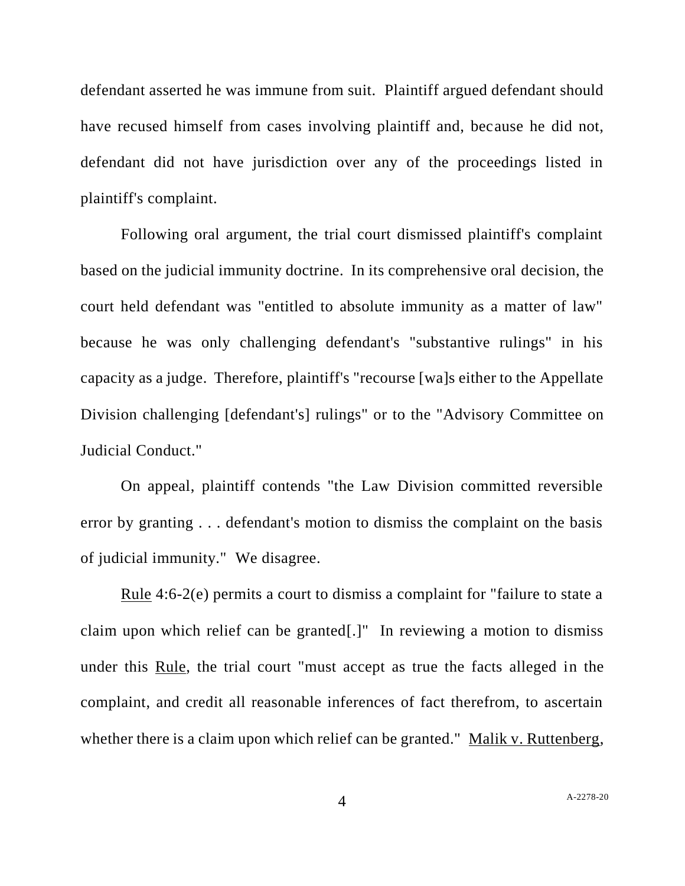defendant asserted he was immune from suit. Plaintiff argued defendant should have recused himself from cases involving plaintiff and, because he did not, defendant did not have jurisdiction over any of the proceedings listed in plaintiff's complaint.

Following oral argument, the trial court dismissed plaintiff's complaint based on the judicial immunity doctrine. In its comprehensive oral decision, the court held defendant was "entitled to absolute immunity as a matter of law" because he was only challenging defendant's "substantive rulings" in his capacity as a judge. Therefore, plaintiff's "recourse [wa]s either to the Appellate Division challenging [defendant's] rulings" or to the "Advisory Committee on Judicial Conduct."

On appeal, plaintiff contends "the Law Division committed reversible error by granting . . . defendant's motion to dismiss the complaint on the basis of judicial immunity." We disagree.

Rule 4:6-2(e) permits a court to dismiss a complaint for "failure to state a claim upon which relief can be granted[.]" In reviewing a motion to dismiss under this Rule, the trial court "must accept as true the facts alleged in the complaint, and credit all reasonable inferences of fact therefrom, to ascertain whether there is a claim upon which relief can be granted." Malik v. Ruttenberg,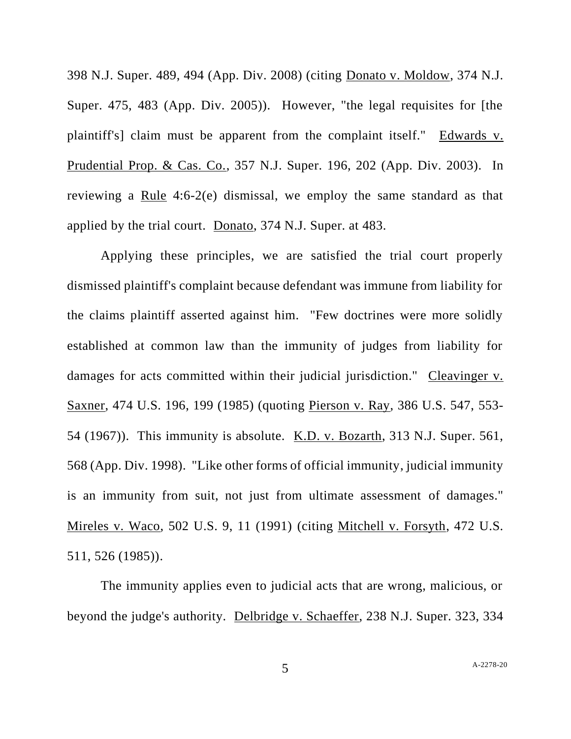398 N.J. Super. 489, 494 (App. Div. 2008) (citing Donato v. Moldow, 374 N.J. Super. 475, 483 (App. Div. 2005)). However, "the legal requisites for [the plaintiff's] claim must be apparent from the complaint itself." Edwards v. Prudential Prop. & Cas. Co., 357 N.J. Super. 196, 202 (App. Div. 2003). In reviewing a Rule 4:6-2(e) dismissal, we employ the same standard as that applied by the trial court. Donato, 374 N.J. Super. at 483.

Applying these principles, we are satisfied the trial court properly dismissed plaintiff's complaint because defendant was immune from liability for the claims plaintiff asserted against him. "Few doctrines were more solidly established at common law than the immunity of judges from liability for damages for acts committed within their judicial jurisdiction." Cleavinger v. Saxner, 474 U.S. 196, 199 (1985) (quoting Pierson v. Ray, 386 U.S. 547, 553-54 (1967)). This immunity is absolute. K.D. v. Bozarth, 313 N.J. Super. 561, 568 (App. Div. 1998). "Like other forms of official immunity, judicial immunity is an immunity from suit, not just from ultimate assessment of damages." Mireles v. Waco, 502 U.S. 9, 11 (1991) (citing Mitchell v. Forsyth, 472 U.S. 511, 526 (1985)).

The immunity applies even to judicial acts that are wrong, malicious, or beyond the judge's authority. Delbridge v. Schaeffer, 238 N.J. Super. 323, 334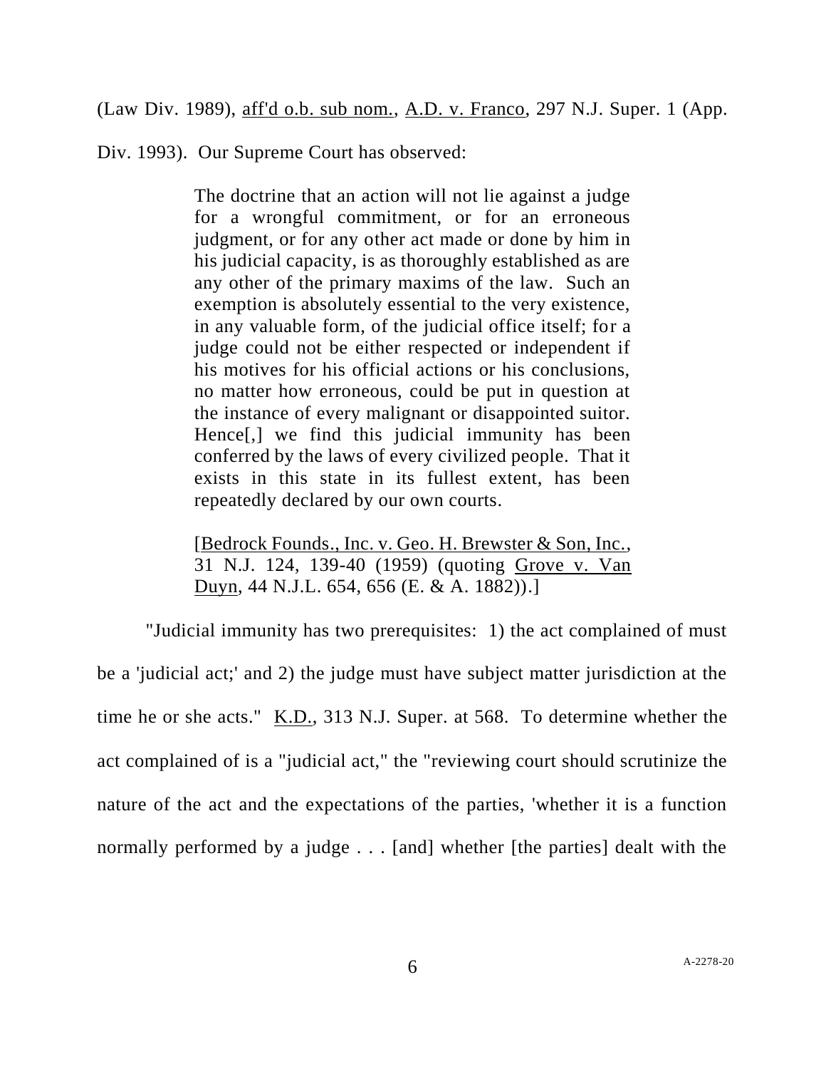(Law Div. 1989), aff'd o.b. sub nom., A.D. v. Franco, 297 N.J. Super. 1 (App. Div. 1993). Our Supreme Court has observed:

> The doctrine that an action will not lie against a judge for a wrongful commitment, or for an erroneous judgment, or for any other act made or done by him in his judicial capacity, is as thoroughly established as are any other of the primary maxims of the law. Such an exemption is absolutely essential to the very existence, in any valuable form, of the judicial office itself; for a judge could not be either respected or independent if his motives for his official actions or his conclusions, no matter how erroneous, could be put in question at the instance of every malignant or disappointed suitor. Hence[,] we find this judicial immunity has been conferred by the laws of every civilized people. That it exists in this state in its fullest extent, has been repeatedly declared by our own courts.
>
> [Bedrock Founds., Inc. v. Geo. H. Brewster & Son, Inc., 31 N.J. 124, 139-40 (1959) (quoting Grove v. Van Duyn, 44 N.J.L. 654, 656 (E. & A. 1882)).]

"Judicial immunity has two prerequisites: 1) the act complained of must be a 'judicial act;' and 2) the judge must have subject matter jurisdiction at the time he or she acts." K.D., 313 N.J. Super. at 568. To determine whether the act complained of is a "judicial act," the "reviewing court should scrutinize the nature of the act and the expectations of the parties, 'whether it is a function normally performed by a judge . . . [and] whether [the parties] dealt with the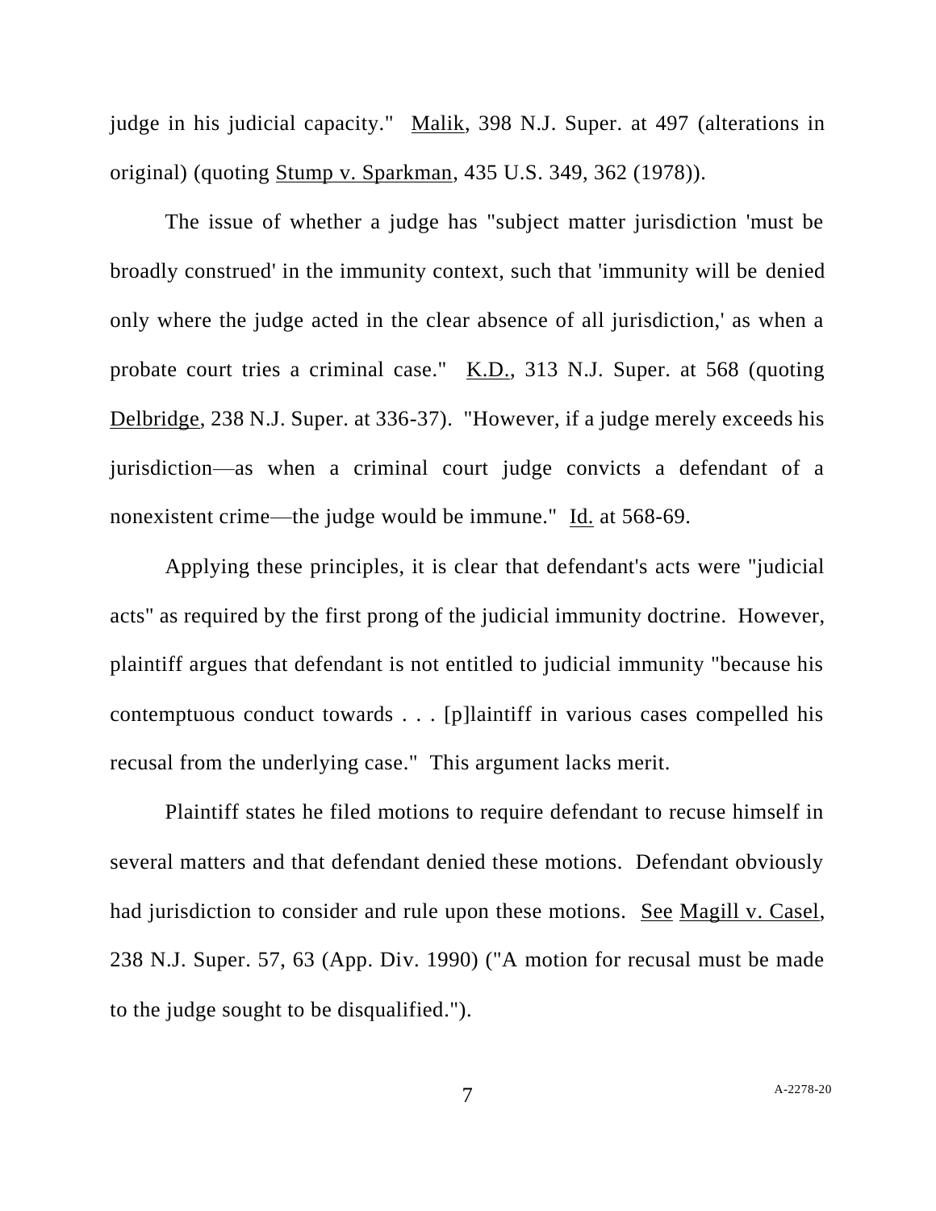judge in his judicial capacity." Malik, 398 N.J. Super. at 497 (alterations in original) (quoting Stump v. Sparkman, 435 U.S. 349, 362 (1978)).

The issue of whether a judge has "subject matter jurisdiction 'must be broadly construed' in the immunity context, such that 'immunity will be denied only where the judge acted in the clear absence of all jurisdiction,' as when a probate court tries a criminal case." K.D., 313 N.J. Super. at 568 (quoting Delbridge, 238 N.J. Super. at 336-37). "However, if a judge merely exceeds his jurisdiction—as when a criminal court judge convicts a defendant of a nonexistent crime—the judge would be immune." Id. at 568-69.

Applying these principles, it is clear that defendant's acts were "judicial acts" as required by the first prong of the judicial immunity doctrine. However, plaintiff argues that defendant is not entitled to judicial immunity "because his contemptuous conduct towards . . . [p]laintiff in various cases compelled his recusal from the underlying case." This argument lacks merit.

Plaintiff states he filed motions to require defendant to recuse himself in several matters and that defendant denied these motions. Defendant obviously had jurisdiction to consider and rule upon these motions. See Magill v. Casel, 238 N.J. Super. 57, 63 (App. Div. 1990) ("A motion for recusal must be made to the judge sought to be disqualified.").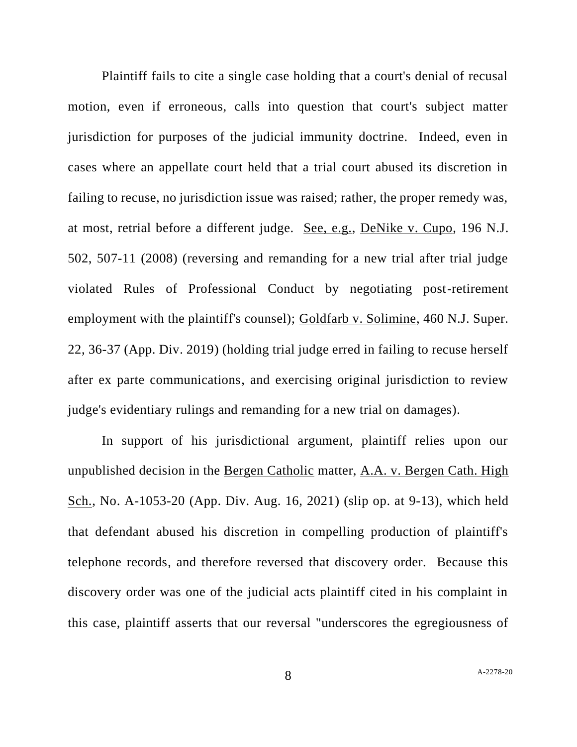Plaintiff fails to cite a single case holding that a court's denial of recusal motion, even if erroneous, calls into question that court's subject matter jurisdiction for purposes of the judicial immunity doctrine. Indeed, even in cases where an appellate court held that a trial court abused its discretion in failing to recuse, no jurisdiction issue was raised; rather, the proper remedy was, at most, retrial before a different judge. See, e.g., DeNike v. Cupo, 196 N.J. 502, 507-11 (2008) (reversing and remanding for a new trial after trial judge violated Rules of Professional Conduct by negotiating post-retirement employment with the plaintiff's counsel); Goldfarb v. Solimine, 460 N.J. Super. 22, 36-37 (App. Div. 2019) (holding trial judge erred in failing to recuse herself after ex parte communications, and exercising original jurisdiction to review judge's evidentiary rulings and remanding for a new trial on damages).

In support of his jurisdictional argument, plaintiff relies upon our unpublished decision in the Bergen Catholic matter, A.A. v. Bergen Cath. High Sch., No. A-1053-20 (App. Div. Aug. 16, 2021) (slip op. at 9-13), which held that defendant abused his discretion in compelling production of plaintiff's telephone records, and therefore reversed that discovery order. Because this discovery order was one of the judicial acts plaintiff cited in his complaint in this case, plaintiff asserts that our reversal "underscores the egregiousness of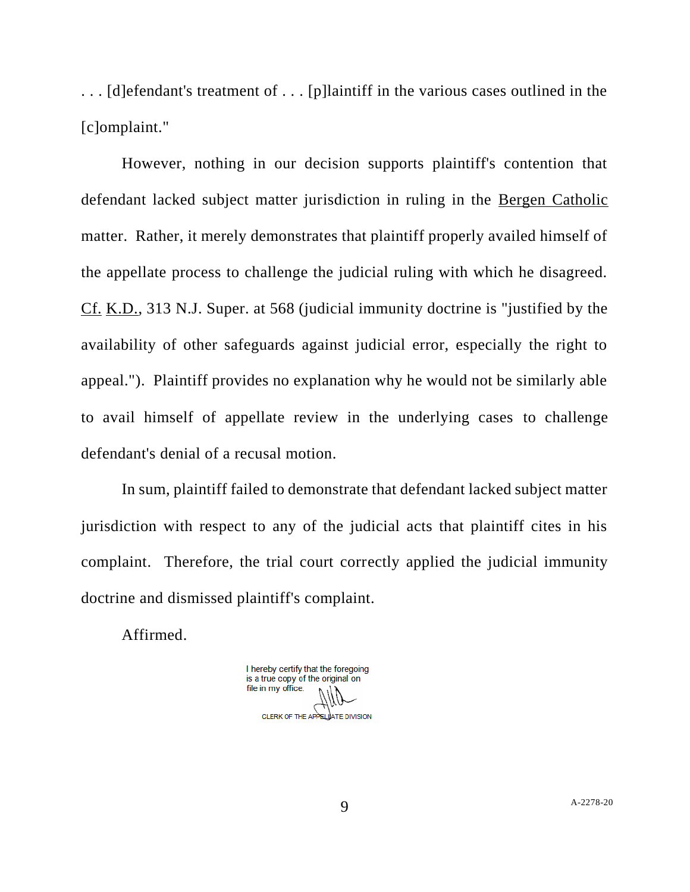. . . [d]efendant's treatment of . . . [p]laintiff in the various cases outlined in the [c]omplaint."

However, nothing in our decision supports plaintiff's contention that defendant lacked subject matter jurisdiction in ruling in the Bergen Catholic matter. Rather, it merely demonstrates that plaintiff properly availed himself of the appellate process to challenge the judicial ruling with which he disagreed. Cf. K.D., 313 N.J. Super. at 568 (judicial immunity doctrine is "justified by the availability of other safeguards against judicial error, especially the right to appeal."). Plaintiff provides no explanation why he would not be similarly able to avail himself of appellate review in the underlying cases to challenge defendant's denial of a recusal motion.

In sum, plaintiff failed to demonstrate that defendant lacked subject matter jurisdiction with respect to any of the judicial acts that plaintiff cites in his complaint. Therefore, the trial court correctly applied the judicial immunity doctrine and dismissed plaintiff's complaint.

Affirmed.

I hereby certify that the foregoing is a true copy of the original on file in my office.

CLERK OF THE APPELLATE DIVISION